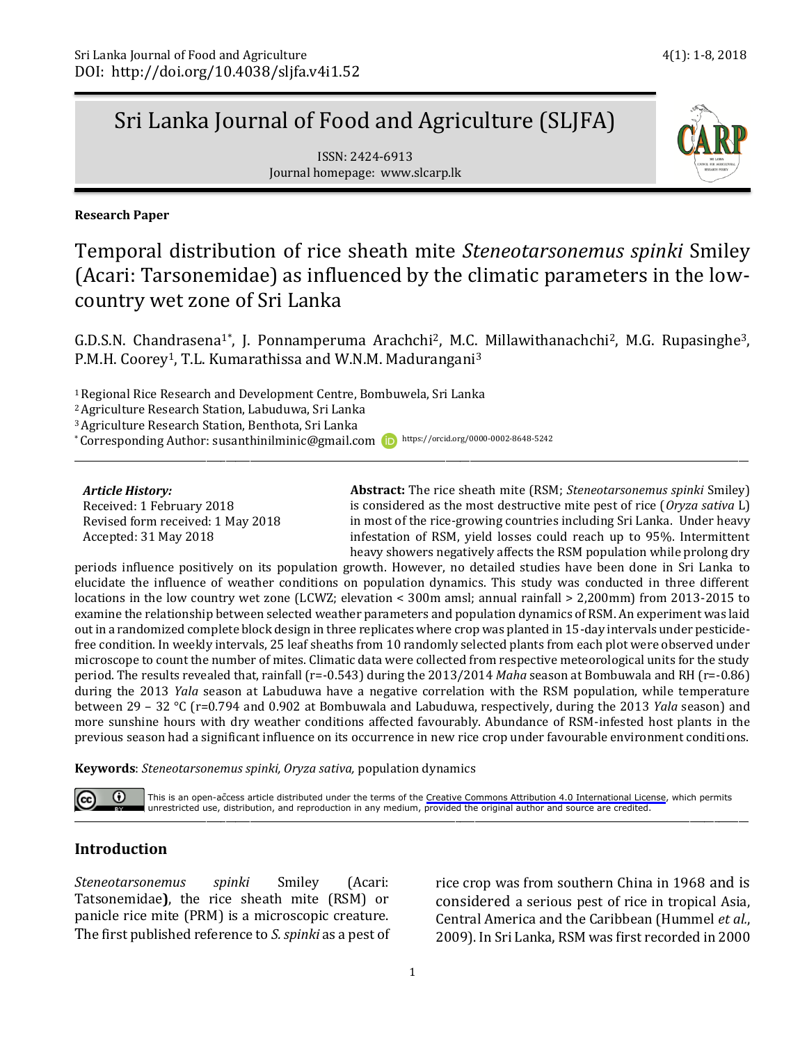**Research Paper**

# Temporal distribution of rice sheath mite *Steneotarsonemus spinki* Smiley (Acari: Tarsonemidae) as influenced by the climatic parameters in the low-country wet zone of Sri Lanka

G.D.S.N. Chandrasena[1*], J. Ponnamperuma Arachchi[2], M.C. Millawithanachchi[2], M.G. Rupasinghe[3], P.M.H. Coorey[1], T.L. Kumarathissa and W.N.M. Madurangani[3]

[1] Regional Rice Research and Development Centre, Bombuwela, Sri Lanka
[2] Agriculture Research Station, Labuduwa, Sri Lanka
[3] Agriculture Research Station, Benthota, Sri Lanka
[*] Corresponding Author: susanthinilminic@gmail.com https://orcid.org/0000-0002-8648-5242

*Article History:*
Received: 1 February 2018
Revised form received: 1 May 2018
Accepted: 31 May 2018

**Abstract:** The rice sheath mite (RSM; *Steneotarsonemus spinki* Smiley) is considered as the most destructive mite pest of rice (*Oryza sativa* L) in most of the rice-growing countries including Sri Lanka. Under heavy infestation of RSM, yield losses could reach up to 95%. Intermittent heavy showers negatively affects the RSM population while prolong dry periods influence positively on its population growth. However, no detailed studies have been done in Sri Lanka to elucidate the influence of weather conditions on population dynamics. This study was conducted in three different locations in the low country wet zone (LCWZ; elevation < 300m amsl; annual rainfall > 2,200mm) from 2013-2015 to examine the relationship between selected weather parameters and population dynamics of RSM. An experiment was laid out in a randomized complete block design in three replicates where crop was planted in 15-day intervals under pesticide-free condition. In weekly intervals, 25 leaf sheaths from 10 randomly selected plants from each plot were observed under microscope to count the number of mites. Climatic data were collected from respective meteorological units for the study period. The results revealed that, rainfall ($r=-0.543$) during the 2013/2014 *Maha* season at Bombuwala and RH ($r=-0.86$) during the 2013 *Yala* season at Labuduwa have a negative correlation with the RSM population, while temperature between 29 – 32 °C ($r=0.794$ and $0.902$ at Bombuwala and Labuduwa, respectively, during the 2013 *Yala* season) and more sunshine hours with dry weather conditions affected favourably. Abundance of RSM-infested host plants in the previous season had a significant influence on its occurrence in new rice crop under favourable environment conditions.

**Keywords**: *Steneotarsonemus spinki, Oryza sativa,* population dynamics

This is an open-access article distributed under the terms of the Creative Commons Attribution 4.0 International License, which permits unrestricted use, distribution, and reproduction in any medium, provided the original author and source are credited.

## Introduction

*Steneotarsonemus spinki* Smiley (Acari: Tatsonemidae), the rice sheath mite (RSM) or panicle rice mite (PRM) is a microscopic creature. The first published reference to *S. spinki* as a pest of rice crop was from southern China in 1968 and is considered a serious pest of rice in tropical Asia, Central America and the Caribbean (Hummel *et al.*, 2009). In Sri Lanka, RSM was first recorded in 2000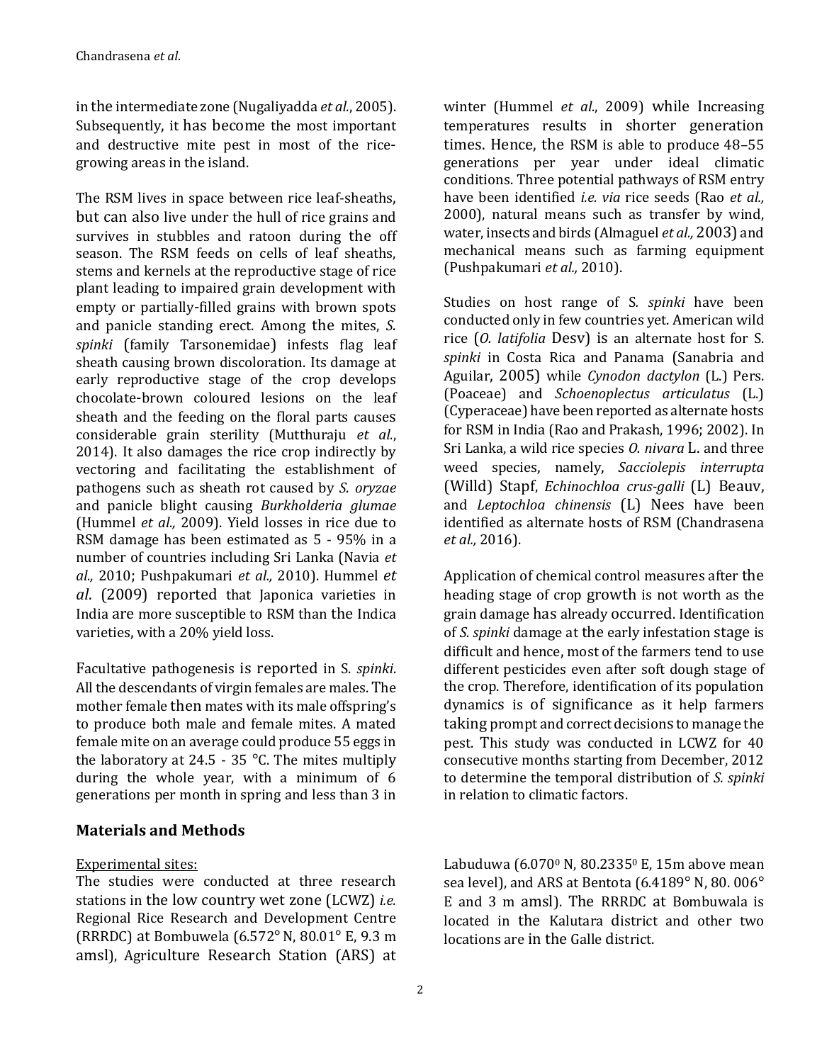in the intermediate zone (Nugaliyadda *et al.*, 2005). Subsequently, it has become the most important and destructive mite pest in most of the rice-growing areas in the island.

The RSM lives in space between rice leaf-sheaths, but can also live under the hull of rice grains and survives in stubbles and ratoon during the off season. The RSM feeds on cells of leaf sheaths, stems and kernels at the reproductive stage of rice plant leading to impaired grain development with empty or partially-filled grains with brown spots and panicle standing erect. Among the mites, *S. spinki* (family Tarsonemidae) infests flag leaf sheath causing brown discoloration. Its damage at early reproductive stage of the crop develops chocolate-brown coloured lesions on the leaf sheath and the feeding on the floral parts causes considerable grain sterility (Mutthuraju *et al.*, 2014). It also damages the rice crop indirectly by vectoring and facilitating the establishment of pathogens such as sheath rot caused by *S. oryzae* and panicle blight causing *Burkholderia glumae* (Hummel *et al.,* 2009). Yield losses in rice due to RSM damage has been estimated as 5 - 95% in a number of countries including Sri Lanka (Navia *et al.,* 2010; Pushpakumari *et al.,* 2010). Hummel *et al*. (2009) reported that Japonica varieties in India are more susceptible to RSM than the Indica varieties, with a 20% yield loss.

Facultative pathogenesis is reported in S. *spinki*. All the descendants of virgin females are males. The mother female then mates with its male offspring's to produce both male and female mites. A mated female mite on an average could produce 55 eggs in the laboratory at 24.5 - 35 °C. The mites multiply during the whole year, with a minimum of 6 generations per month in spring and less than 3 in winter (Hummel *et al.*, 2009) while Increasing temperatures results in shorter generation times. Hence, the RSM is able to produce 48–55 generations per year under ideal climatic conditions. Three potential pathways of RSM entry have been identified *i.e. via* rice seeds (Rao *et al.,* 2000), natural means such as transfer by wind, water, insects and birds (Almaguel *et al.,* 2003) and mechanical means such as farming equipment (Pushpakumari *et al.,* 2010).

Studies on host range of S. *spinki* have been conducted only in few countries yet. American wild rice (*O. latifolia* Desv) is an alternate host for S. *spinki* in Costa Rica and Panama (Sanabria and Aguilar, 2005) while *Cynodon dactylon* (L.) Pers. (Poaceae) and *Schoenoplectus articulatus* (L.) (Cyperaceae) have been reported as alternate hosts for RSM in India (Rao and Prakash, 1996; 2002). In Sri Lanka, a wild rice species *O. nivara* L. and three weed species, namely, *Sacciolepis interrupta* (Willd) Stapf, *Echinochloa crus-galli* (L) Beauv, and *Leptochloa chinensis* (L) Nees have been identified as alternate hosts of RSM (Chandrasena *et al.,* 2016).

Application of chemical control measures after the heading stage of crop growth is not worth as the grain damage has already occurred. Identification of *S. spinki* damage at the early infestation stage is difficult and hence, most of the farmers tend to use different pesticides even after soft dough stage of the crop. Therefore, identification of its population dynamics is of significance as it help farmers taking prompt and correct decisions to manage the pest. This study was conducted in LCWZ for 40 consecutive months starting from December, 2012 to determine the temporal distribution of *S. spinki* in relation to climatic factors.

## Materials and Methods

Experimental sites:

The studies were conducted at three research stations in the low country wet zone (LCWZ) *i.e.* Regional Rice Research and Development Centre (RRRDC) at Bombuwela (6.572° N, 80.01° E, 9.3 m amsl), Agriculture Research Station (ARS) at Labuduwa (6.070$^{0}$ N, 80.2335$^{0}$ E, 15m above mean sea level), and ARS at Bentota (6.4189° N, 80. 006° E and 3 m amsl). The RRRDC at Bombuwala is located in the Kalutara district and other two locations are in the Galle district.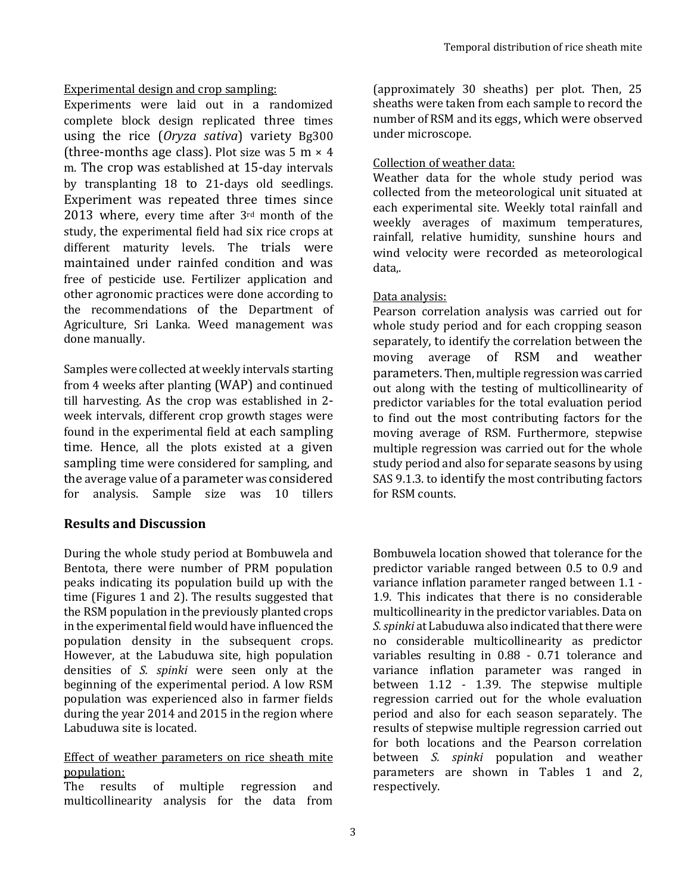Experimental design and crop sampling:

Experiments were laid out in a randomized complete block design replicated three times using the rice (*Oryza sativa*) variety Bg300 (three-months age class). Plot size was 5 m × 4 m. The crop was established at 15-day intervals by transplanting 18 to 21-days old seedlings. Experiment was repeated three times since 2013 where, every time after 3rd month of the study, the experimental field had six rice crops at different maturity levels. The trials were maintained under rainfed condition and was free of pesticide use. Fertilizer application and other agronomic practices were done according to the recommendations of the Department of Agriculture, Sri Lanka. Weed management was done manually.

Samples were collected at weekly intervals starting from 4 weeks after planting (WAP) and continued till harvesting. As the crop was established in 2-week intervals, different crop growth stages were found in the experimental field at each sampling time. Hence, all the plots existed at a given sampling time were considered for sampling, and the average value of a parameter was considered for analysis. Sample size was 10 tillers (approximately 30 sheaths) per plot. Then, 25 sheaths were taken from each sample to record the number of RSM and its eggs, which were observed under microscope.

Collection of weather data:

Weather data for the whole study period was collected from the meteorological unit situated at each experimental site. Weekly total rainfall and weekly averages of maximum temperatures, rainfall, relative humidity, sunshine hours and wind velocity were recorded as meteorological data,.

Data analysis:

Pearson correlation analysis was carried out for whole study period and for each cropping season separately, to identify the correlation between the moving average of RSM and weather parameters. Then, multiple regression was carried out along with the testing of multicollinearity of predictor variables for the total evaluation period to find out the most contributing factors for the moving average of RSM. Furthermore, stepwise multiple regression was carried out for the whole study period and also for separate seasons by using SAS 9.1.3. to identify the most contributing factors for RSM counts.

## Results and Discussion

During the whole study period at Bombuwela and Bentota, there were number of PRM population peaks indicating its population build up with the time (Figures 1 and 2). The results suggested that the RSM population in the previously planted crops in the experimental field would have influenced the population density in the subsequent crops. However, at the Labuduwa site, high population densities of *S. spinki* were seen only at the beginning of the experimental period. A low RSM population was experienced also in farmer fields during the year 2014 and 2015 in the region where Labuduwa site is located.

Effect of weather parameters on rice sheath mite population:

The results of multiple regression and multicollinearity analysis for the data from Bombuwela location showed that tolerance for the predictor variable ranged between 0.5 to 0.9 and variance inflation parameter ranged between 1.1 - 1.9. This indicates that there is no considerable multicollinearity in the predictor variables. Data on *S. spinki* at Labuduwa also indicated that there were no considerable multicollinearity as predictor variables resulting in 0.88 - 0.71 tolerance and variance inflation parameter was ranged in between 1.12 - 1.39. The stepwise multiple regression carried out for the whole evaluation period and also for each season separately. The results of stepwise multiple regression carried out for both locations and the Pearson correlation between *S. spinki* population and weather parameters are shown in Tables 1 and 2, respectively.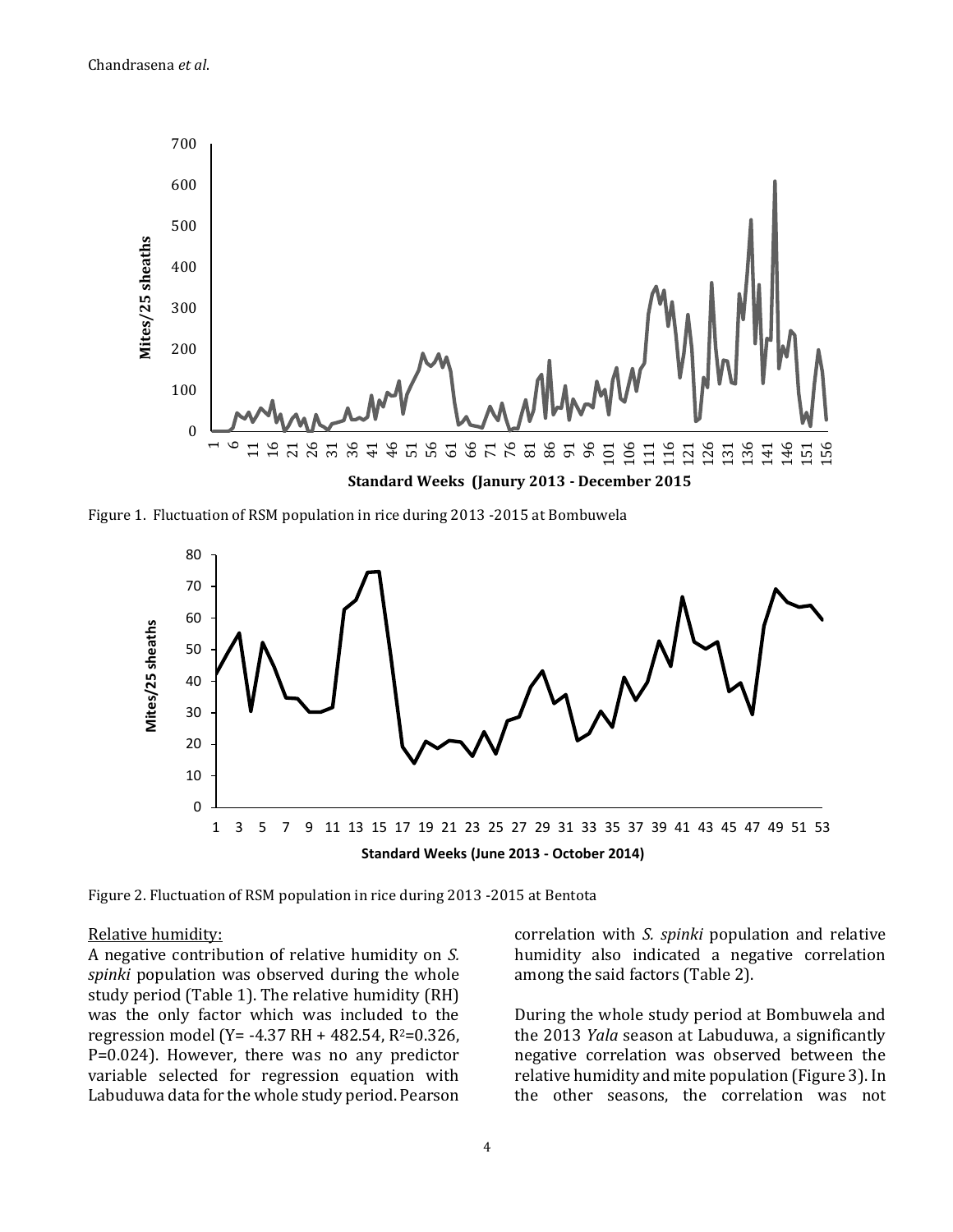Figure 1. Fluctuation of RSM population in rice during 2013 -2015 at Bombuwela

Figure 2. Fluctuation of RSM population in rice during 2013 -2015 at Bentota

Relative humidity:

A negative contribution of relative humidity on *S. spinki* population was observed during the whole study period (Table 1). The relative humidity (RH) was the only factor which was included to the regression model (Y= -4.37 RH + 482.54, $R^2$=0.326, P=0.024). However, there was no any predictor variable selected for regression equation with Labuduwa data for the whole study period. Pearson correlation with *S. spinki* population and relative humidity also indicated a negative correlation among the said factors (Table 2).

During the whole study period at Bombuwela and the 2013 *Yala* season at Labuduwa, a significantly negative correlation was observed between the relative humidity and mite population (Figure 3). In the other seasons, the correlation was not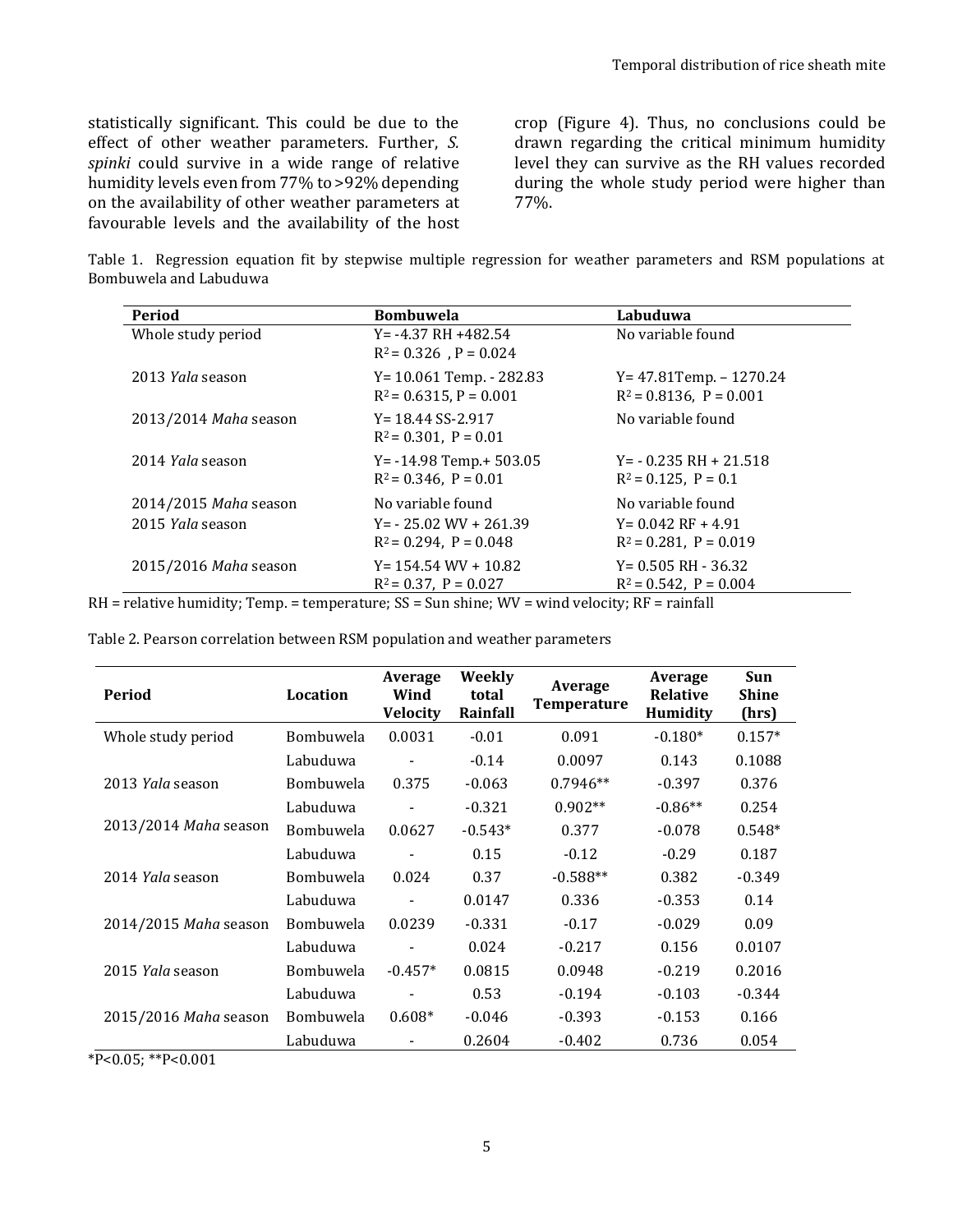statistically significant. This could be due to the effect of other weather parameters. Further, *S. spinki* could survive in a wide range of relative humidity levels even from 77% to >92% depending on the availability of other weather parameters at favourable levels and the availability of the host crop (Figure 4). Thus, no conclusions could be drawn regarding the critical minimum humidity level they can survive as the RH values recorded during the whole study period were higher than 77%.

Table 1. Regression equation fit by stepwise multiple regression for weather parameters and RSM populations at Bombuwela and Labuduwa

| Period | Bombuwela | Labuduwa |
|---|---|---|
| Whole study period | Y= -4.37 RH +482.54<br>$R^2$ = 0.326 , P = 0.024 | No variable found |
| 2013 *Yala* season | Y= 10.061 Temp. - 282.83<br>$R^2$ = 0.6315, P = 0.001 | Y= 47.81Temp. – 1270.24<br>$R^2$ = 0.8136, P = 0.001 |
| 2013/2014 *Maha* season | Y= 18.44 SS-2.917<br>$R^2$ = 0.301, P = 0.01 | No variable found |
| 2014 *Yala* season | Y= -14.98 Temp.+ 503.05<br>$R^2$ = 0.346, P = 0.01 | Y= - 0.235 RH + 21.518<br>$R^2$ = 0.125, P = 0.1 |
| 2014/2015 *Maha* season | No variable found | No variable found |
| 2015 *Yala* season | Y= - 25.02 WV + 261.39<br>$R^2$ = 0.294, P = 0.048 | Y= 0.042 RF + 4.91<br>$R^2$ = 0.281, P = 0.019 |
| 2015/2016 *Maha* season | Y= 154.54 WV + 10.82<br>$R^2$ = 0.37, P = 0.027 | Y= 0.505 RH - 36.32<br>$R^2$ = 0.542, P = 0.004 |

RH = relative humidity; Temp. = temperature; SS = Sun shine; WV = wind velocity; RF = rainfall

Table 2. Pearson correlation between RSM population and weather parameters

| Period | Location | Average Wind Velocity | Weekly total Rainfall | Average Temperature | Average Relative Humidity | Sun Shine (hrs) |
|---|---|---|---|---|---|---|
| Whole study period | Bombuwela | 0.0031 | -0.01 | 0.091 | -0.180* | 0.157* |
| | Labuduwa | - | -0.14 | 0.0097 | 0.143 | 0.1088 |
| 2013 *Yala* season | Bombuwela | 0.375 | -0.063 | 0.7946** | -0.397 | 0.376 |
| | Labuduwa | - | -0.321 | 0.902** | -0.86** | 0.254 |
| 2013/2014 *Maha* season | Bombuwela | 0.0627 | -0.543* | 0.377 | -0.078 | 0.548* |
| | Labuduwa | - | 0.15 | -0.12 | -0.29 | 0.187 |
| 2014 *Yala* season | Bombuwela | 0.024 | 0.37 | -0.588** | 0.382 | -0.349 |
| | Labuduwa | - | 0.0147 | 0.336 | -0.353 | 0.14 |
| 2014/2015 *Maha* season | Bombuwela | 0.0239 | -0.331 | -0.17 | -0.029 | 0.09 |
| | Labuduwa | - | 0.024 | -0.217 | 0.156 | 0.0107 |
| 2015 *Yala* season | Bombuwela | -0.457* | 0.0815 | 0.0948 | -0.219 | 0.2016 |
| | Labuduwa | - | 0.53 | -0.194 | -0.103 | -0.344 |
| 2015/2016 *Maha* season | Bombuwela | 0.608* | -0.046 | -0.393 | -0.153 | 0.166 |
| | Labuduwa | - | 0.2604 | -0.402 | 0.736 | 0.054 |

*P<0.05; **P<0.001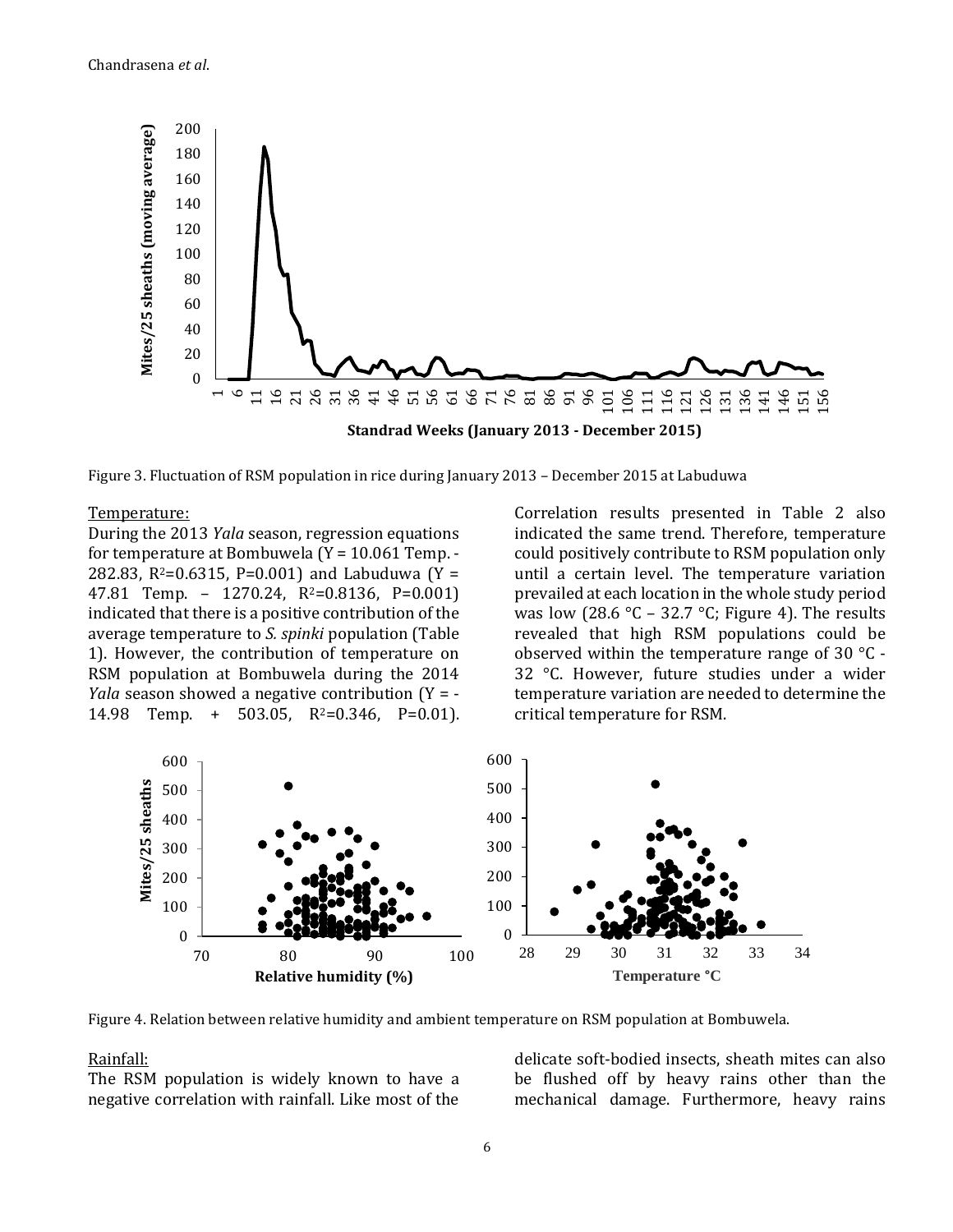Figure 3. Fluctuation of RSM population in rice during January 2013 – December 2015 at Labuduwa

Temperature:

During the 2013 *Yala* season, regression equations for temperature at Bombuwela (Y = 10.061 Temp. - 282.83, $R^2$=0.6315, P=0.001) and Labuduwa (Y = 47.81 Temp. – 1270.24, $R^2$=0.8136, P=0.001) indicated that there is a positive contribution of the average temperature to *S. spinki* population (Table 1). However, the contribution of temperature on RSM population at Bombuwela during the 2014 *Yala* season showed a negative contribution (Y = -14.98 Temp. + 503.05, $R^2$=0.346, P=0.01). Correlation results presented in Table 2 also indicated the same trend. Therefore, temperature could positively contribute to RSM population only until a certain level. The temperature variation prevailed at each location in the whole study period was low (28.6 °C – 32.7 °C; Figure 4). The results revealed that high RSM populations could be observed within the temperature range of 30 °C - 32 °C. However, future studies under a wider temperature variation are needed to determine the critical temperature for RSM.

Figure 4. Relation between relative humidity and ambient temperature on RSM population at Bombuwela.

Rainfall:

The RSM population is widely known to have a negative correlation with rainfall. Like most of the delicate soft-bodied insects, sheath mites can also be flushed off by heavy rains other than the mechanical damage. Furthermore, heavy rains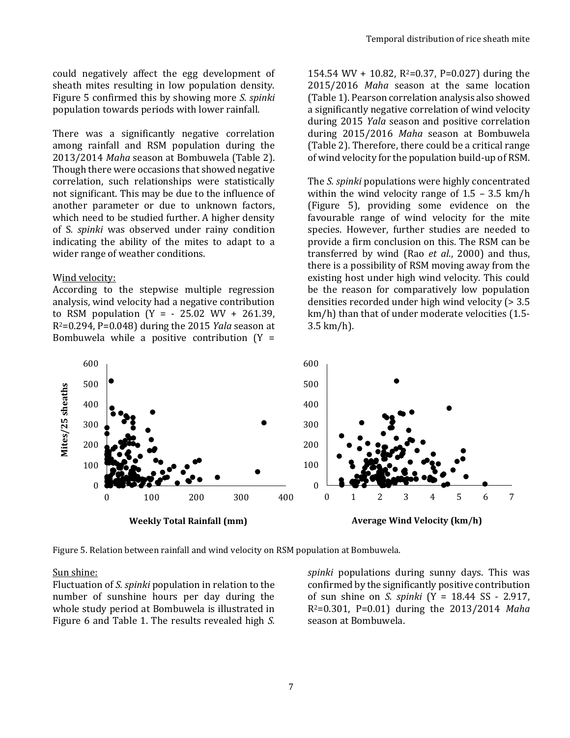could negatively affect the egg development of sheath mites resulting in low population density. Figure 5 confirmed this by showing more *S. spinki* population towards periods with lower rainfall.

There was a significantly negative correlation among rainfall and RSM population during the 2013/2014 *Maha* season at Bombuwela (Table 2). Though there were occasions that showed negative correlation, such relationships were statistically not significant. This may be due to the influence of another parameter or due to unknown factors, which need to be studied further. A higher density of S. *spinki* was observed under rainy condition indicating the ability of the mites to adapt to a wider range of weather conditions.

Wind velocity:

According to the stepwise multiple regression analysis, wind velocity had a negative contribution to RSM population (Y = - 25.02 WV + 261.39, $R^2$=0.294, P=0.048) during the 2015 *Yala* season at Bombuwela while a positive contribution (Y = 154.54 WV + 10.82, $R^2$=0.37, P=0.027) during the 2015/2016 *Maha* season at the same location (Table 1). Pearson correlation analysis also showed a significantly negative correlation of wind velocity during 2015 *Yala* season and positive correlation during 2015/2016 *Maha* season at Bombuwela (Table 2). Therefore, there could be a critical range of wind velocity for the population build-up of RSM.

The *S. spinki* populations were highly concentrated within the wind velocity range of 1.5 – 3.5 km/h (Figure 5), providing some evidence on the favourable range of wind velocity for the mite species. However, further studies are needed to provide a firm conclusion on this. The RSM can be transferred by wind (Rao *et al.*, 2000) and thus, there is a possibility of RSM moving away from the existing host under high wind velocity. This could be the reason for comparatively low population densities recorded under high wind velocity (> 3.5 km/h) than that of under moderate velocities (1.5-3.5 km/h).

Figure 5. Relation between rainfall and wind velocity on RSM population at Bombuwela.

Sun shine:

Fluctuation of *S. spinki* population in relation to the number of sunshine hours per day during the whole study period at Bombuwela is illustrated in Figure 6 and Table 1. The results revealed high *S. spinki* populations during sunny days. This was confirmed by the significantly positive contribution of sun shine on *S. spinki* (Y = 18.44 SS - 2.917, $R^2$=0.301, P=0.01) during the 2013/2014 *Maha* season at Bombuwela.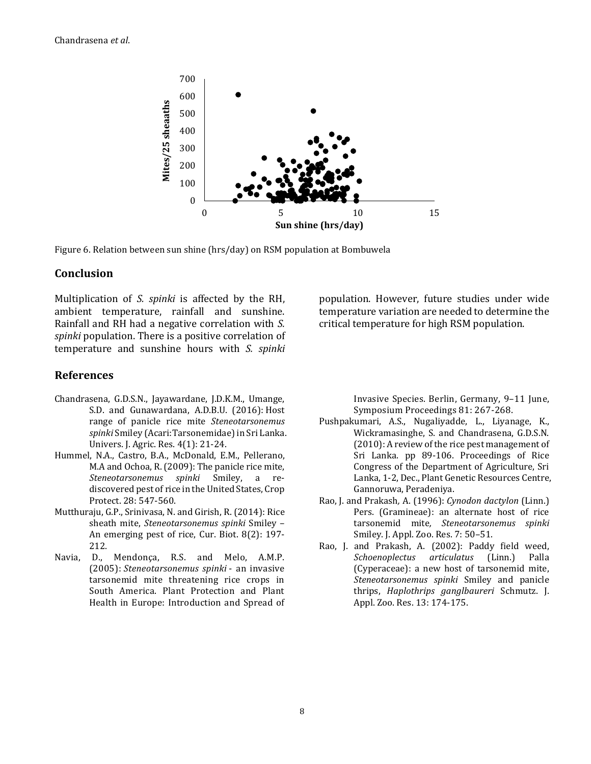700
600
500
400
300
200
100
0
Mites/25 sheaths
0
5
10
15
Sun shine (hrs/day)

Figure 6. Relation between sun shine (hrs/day) on RSM population at Bombuwela

## Conclusion

Multiplication of *S. spinki* is affected by the RH, ambient temperature, rainfall and sunshine. Rainfall and RH had a negative correlation with *S. spinki* population. There is a positive correlation of temperature and sunshine hours with *S. spinki* population. However, future studies under wide temperature variation are needed to determine the critical temperature for high RSM population.

## References

Chandrasena, G.D.S.N., Jayawardane, J.D.K.M., Umange, S.D. and Gunawardana, A.D.B.U. (2016): Host range of panicle rice mite *Steneotarsonemus spinki* Smiley (Acari: Tarsonemidae) in Sri Lanka. Univers. J. Agric. Res. 4(1): 21-24.

Hummel, N.A., Castro, B.A., McDonald, E.M., Pellerano, M.A and Ochoa, R. (2009): The panicle rice mite, *Steneotarsonemus spinki* Smiley, a re-discovered pest of rice in the United States, Crop Protect. 28: 547-560.

Mutthuraju, G.P., Srinivasa, N. and Girish, R. (2014): Rice sheath mite, *Steneotarsonemus spinki* Smiley – An emerging pest of rice, Cur. Biot. 8(2): 197-212.

Navia, D., Mendonça, R.S. and Melo, A.M.P. (2005): *Steneotarsonemus spinki* - an invasive tarsonemid mite threatening rice crops in South America. Plant Protection and Plant Health in Europe: Introduction and Spread of Invasive Species. Berlin, Germany, 9–11 June, Symposium Proceedings 81: 267-268.

Pushpakumari, A.S., Nugaliyadde, L., Liyanage, K., Wickramasinghe, S. and Chandrasena, G.D.S.N. (2010): A review of the rice pest management of Sri Lanka. pp 89-106. Proceedings of Rice Congress of the Department of Agriculture, Sri Lanka, 1-2, Dec., Plant Genetic Resources Centre, Gannoruwa, Peradeniya.

Rao, J. and Prakash, A. (1996): *Cynodon dactylon* (Linn.) Pers. (Gramineae): an alternate host of rice tarsonemid mite, *Steneotarsonemus spinki* Smiley. J. Appl. Zoo. Res. 7: 50–51.

Rao, J. and Prakash, A. (2002): Paddy field weed, *Schoenoplectus articulatus* (Linn.) Palla (Cyperaceae): a new host of tarsonemid mite, *Steneotarsonemus spinki* Smiley and panicle thrips, *Haplothrips ganglbaureri* Schmutz. J. Appl. Zoo. Res. 13: 174-175.